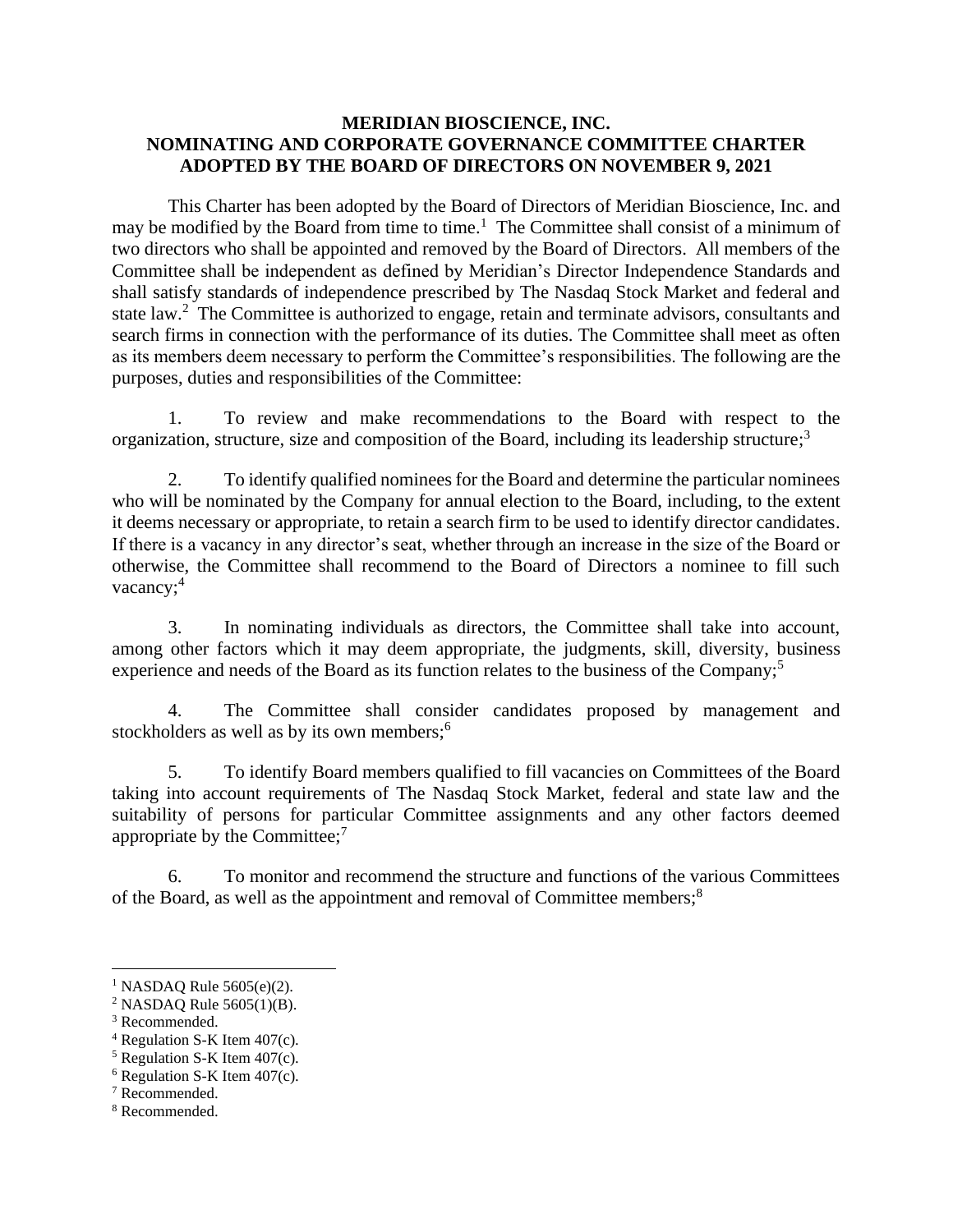# MERIDIAN BIOSCIENCE, INC.
# NOMINATING AND CORPORATE GOVERNANCE COMMITTEE CHARTER
# ADOPTED BY THE BOARD OF DIRECTORS ON NOVEMBER 9, 2021

This Charter has been adopted by the Board of Directors of Meridian Bioscience, Inc. and may be modified by the Board from time to time.[1] The Committee shall consist of a minimum of two directors who shall be appointed and removed by the Board of Directors. All members of the Committee shall be independent as defined by Meridian's Director Independence Standards and shall satisfy standards of independence prescribed by The Nasdaq Stock Market and federal and state law.[2] The Committee is authorized to engage, retain and terminate advisors, consultants and search firms in connection with the performance of its duties. The Committee shall meet as often as its members deem necessary to perform the Committee's responsibilities. The following are the purposes, duties and responsibilities of the Committee:

1. To review and make recommendations to the Board with respect to the organization, structure, size and composition of the Board, including its leadership structure;[3]

2. To identify qualified nominees for the Board and determine the particular nominees who will be nominated by the Company for annual election to the Board, including, to the extent it deems necessary or appropriate, to retain a search firm to be used to identify director candidates. If there is a vacancy in any director's seat, whether through an increase in the size of the Board or otherwise, the Committee shall recommend to the Board of Directors a nominee to fill such vacancy;[4]

3. In nominating individuals as directors, the Committee shall take into account, among other factors which it may deem appropriate, the judgments, skill, diversity, business experience and needs of the Board as its function relates to the business of the Company;[5]

4. The Committee shall consider candidates proposed by management and stockholders as well as by its own members;[6]

5. To identify Board members qualified to fill vacancies on Committees of the Board taking into account requirements of The Nasdaq Stock Market, federal and state law and the suitability of persons for particular Committee assignments and any other factors deemed appropriate by the Committee;[7]

6. To monitor and recommend the structure and functions of the various Committees of the Board, as well as the appointment and removal of Committee members;[8]

---

[1] NASDAQ Rule 5605(e)(2).
[2] NASDAQ Rule 5605(1)(B).
[3] Recommended.
[4] Regulation S-K Item 407(c).
[5] Regulation S-K Item 407(c).
[6] Regulation S-K Item 407(c).
[7] Recommended.
[8] Recommended.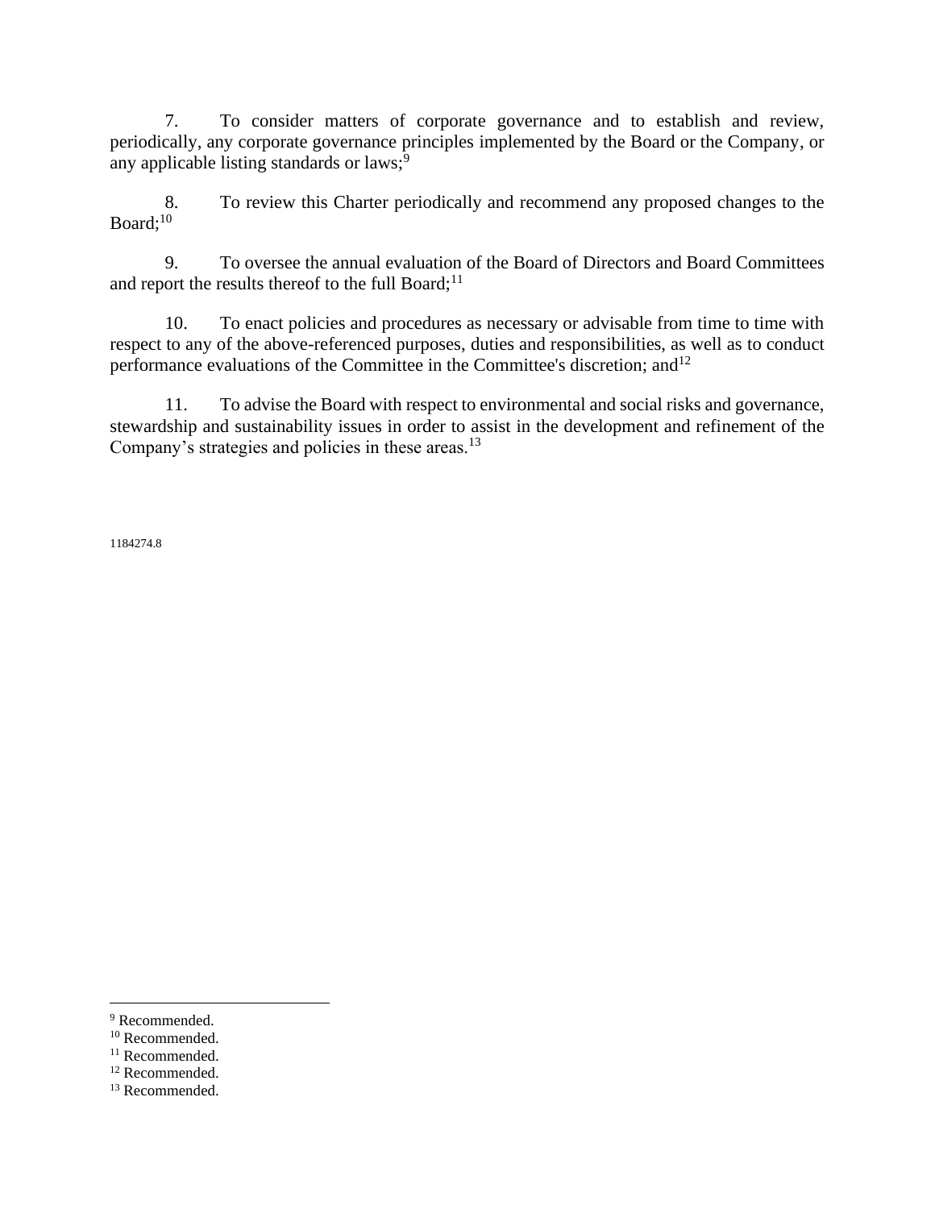7. To consider matters of corporate governance and to establish and review, periodically, any corporate governance principles implemented by the Board or the Company, or any applicable listing standards or laws;[9]

8. To review this Charter periodically and recommend any proposed changes to the Board;[10]

9. To oversee the annual evaluation of the Board of Directors and Board Committees and report the results thereof to the full Board;[11]

10. To enact policies and procedures as necessary or advisable from time to time with respect to any of the above-referenced purposes, duties and responsibilities, as well as to conduct performance evaluations of the Committee in the Committee's discretion; and[12]

11. To advise the Board with respect to environmental and social risks and governance, stewardship and sustainability issues in order to assist in the development and refinement of the Company's strategies and policies in these areas.[13]

1184274.8

---

[9] Recommended.
[10] Recommended.
[11] Recommended.
[12] Recommended.
[13] Recommended.